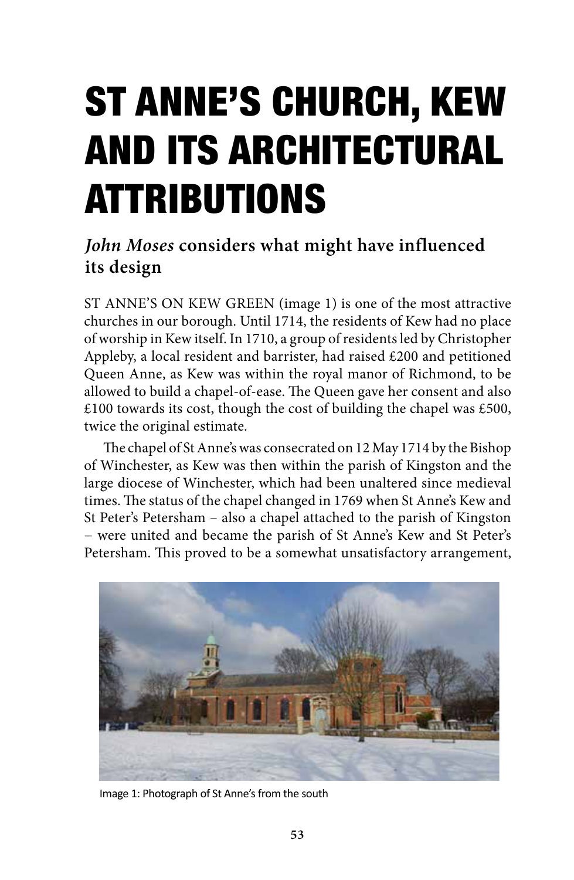# ST ANNE'S CHURCH, KEW AND ITS ARCHITECTURAL ATTRIBUTIONS

### *John Moses* considers what might have influenced its design

ST ANNE'S ON KEW GREEN (image 1) is one of the most attractive churches in our borough. Until 1714, the residents of Kew had no place of worship in Kew itself. In 1710, a group of residents led by Christopher Appleby, a local resident and barrister, had raised £200 and petitioned Queen Anne, as Kew was within the royal manor of Richmond, to be allowed to build a chapel-of-ease. The Queen gave her consent and also £100 towards its cost, though the cost of building the chapel was £500, twice the original estimate.

The chapel of St Anne's was consecrated on 12 May 1714 by the Bishop of Winchester, as Kew was then within the parish of Kingston and the large diocese of Winchester, which had been unaltered since medieval times. The status of the chapel changed in 1769 when St Anne's Kew and St Peter's Petersham – also a chapel attached to the parish of Kingston – were united and became the parish of St Anne's Kew and St Peter's Petersham. This proved to be a somewhat unsatisfactory arrangement,

Image 1: Photograph of St Anne's from the south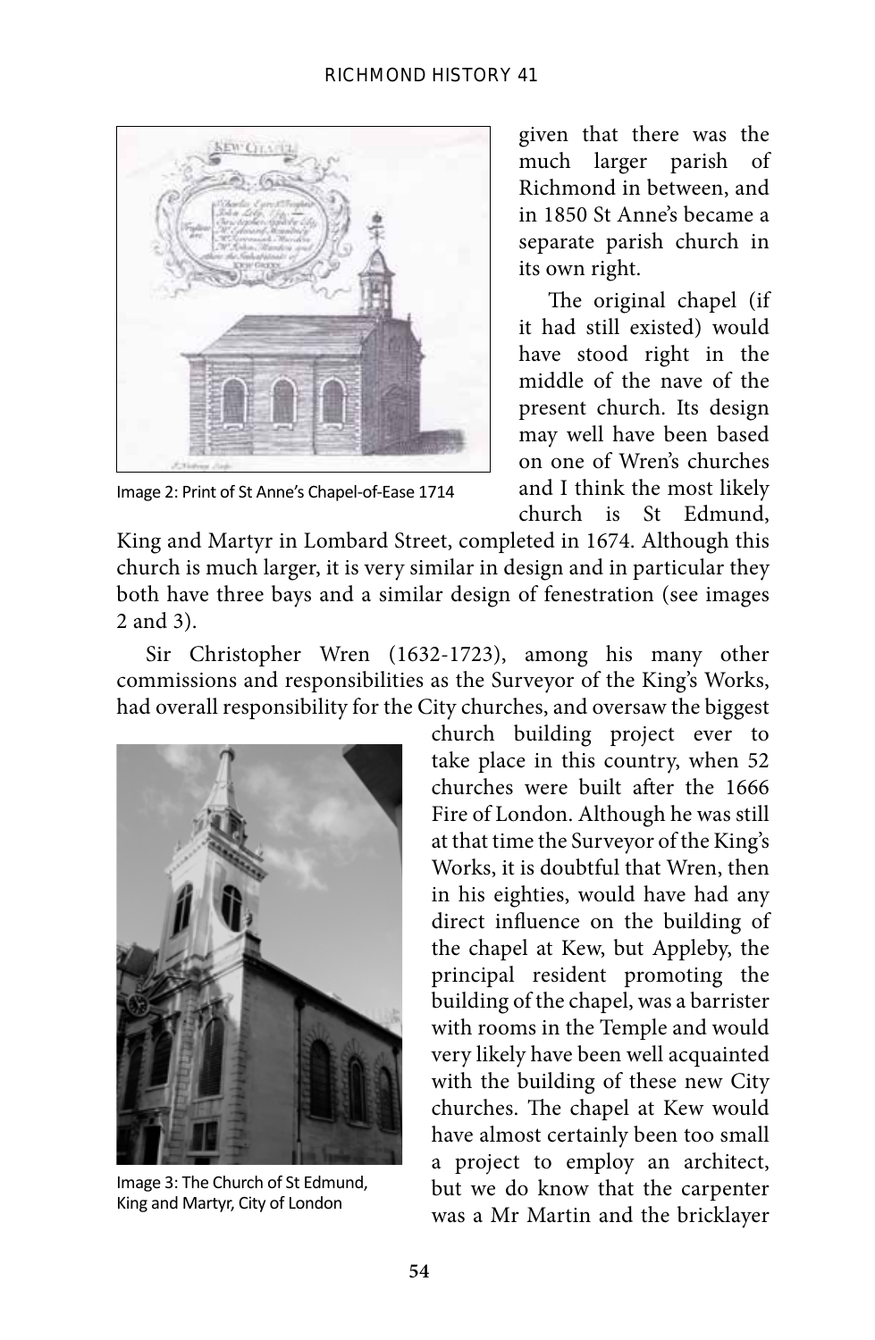Image 2: Print of St Anne's Chapel-of-Ease 1714

given that there was the much larger parish of Richmond in between, and in 1850 St Anne's became a separate parish church in its own right.

The original chapel (if it had still existed) would have stood right in the middle of the nave of the present church. Its design may well have been based on one of Wren's churches and I think the most likely church is St Edmund, King and Martyr in Lombard Street, completed in 1674. Although this church is much larger, it is very similar in design and in particular they both have three bays and a similar design of fenestration (see images 2 and 3).

Sir Christopher Wren (1632-1723), among his many other commissions and responsibilities as the Surveyor of the King's Works, had overall responsibility for the City churches, and oversaw the biggest church building project ever to take place in this country, when 52 churches were built after the 1666 Fire of London. Although he was still at that time the Surveyor of the King's Works, it is doubtful that Wren, then in his eighties, would have had any direct influence on the building of the chapel at Kew, but Appleby, the principal resident promoting the building of the chapel, was a barrister with rooms in the Temple and would very likely have been well acquainted with the building of these new City churches. The chapel at Kew would have almost certainly been too small a project to employ an architect, but we do know that the carpenter was a Mr Martin and the bricklayer

Image 3: The Church of St Edmund, King and Martyr, City of London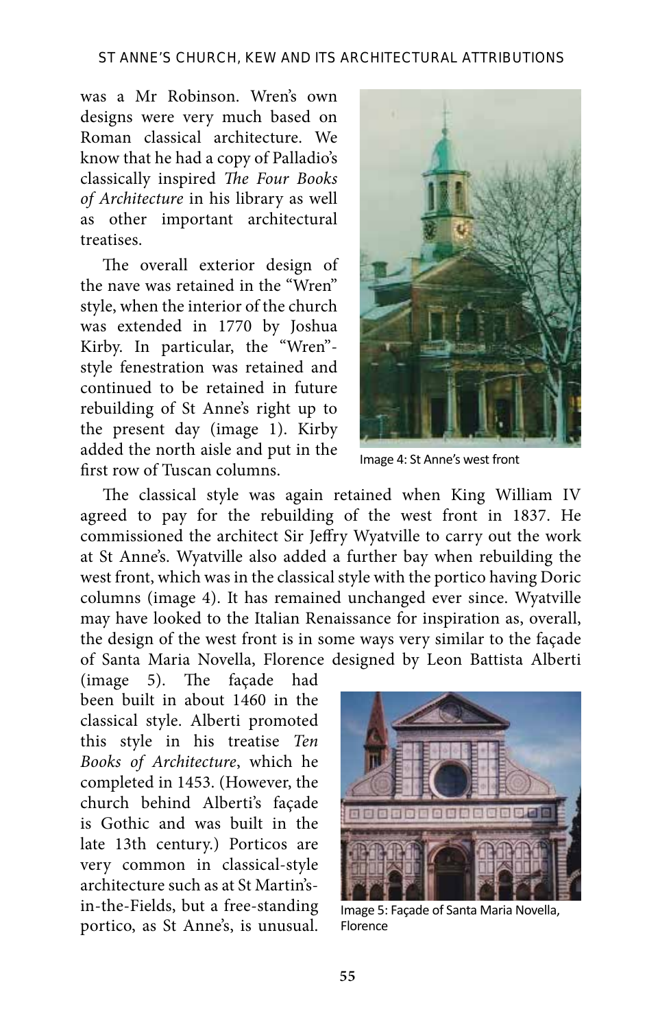was a Mr Robinson. Wren's own designs were very much based on Roman classical architecture. We know that he had a copy of Palladio's classically inspired *The Four Books of Architecture* in his library as well as other important architectural treatises.

The overall exterior design of the nave was retained in the "Wren" style, when the interior of the church was extended in 1770 by Joshua Kirby. In particular, the "Wren"-style fenestration was retained and continued to be retained in future rebuilding of St Anne's right up to the present day (image 1). Kirby added the north aisle and put in the first row of Tuscan columns.

Image 4: St Anne's west front

The classical style was again retained when King William IV agreed to pay for the rebuilding of the west front in 1837. He commissioned the architect Sir Jeffry Wyatville to carry out the work at St Anne's. Wyatville also added a further bay when rebuilding the west front, which was in the classical style with the portico having Doric columns (image 4). It has remained unchanged ever since. Wyatville may have looked to the Italian Renaissance for inspiration as, overall, the design of the west front is in some ways very similar to the façade of Santa Maria Novella, Florence designed by Leon Battista Alberti (image 5). The façade had been built in about 1460 in the classical style. Alberti promoted this style in his treatise *Ten Books of Architecture*, which he completed in 1453. (However, the church behind Alberti's façade is Gothic and was built in the late 13th century.) Porticos are very common in classical-style architecture such as at St Martin's-in-the-Fields, but a free-standing portico, as St Anne's, is unusual.

Image 5: Façade of Santa Maria Novella, Florence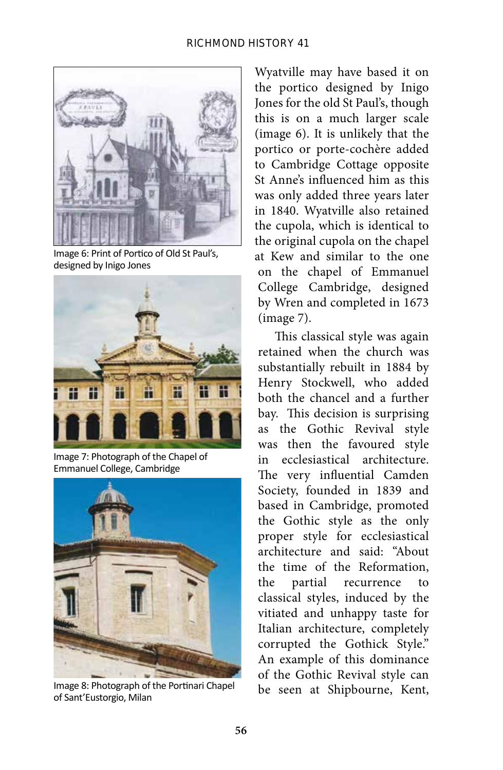Image 6: Print of Portico of Old St Paul's, designed by Inigo Jones

Image 7: Photograph of the Chapel of Emmanuel College, Cambridge

Image 8: Photograph of the Portinari Chapel of Sant'Eustorgio, Milan

Wyatville may have based it on the portico designed by Inigo Jones for the old St Paul's, though this is on a much larger scale (image 6). It is unlikely that the portico or porte-cochère added to Cambridge Cottage opposite St Anne's influenced him as this was only added three years later in 1840. Wyatville also retained the cupola, which is identical to the original cupola on the chapel at Kew and similar to the one on the chapel of Emmanuel College Cambridge, designed by Wren and completed in 1673 (image 7).

This classical style was again retained when the church was substantially rebuilt in 1884 by Henry Stockwell, who added both the chancel and a further bay. This decision is surprising as the Gothic Revival style was then the favoured style in ecclesiastical architecture. The very influential Camden Society, founded in 1839 and based in Cambridge, promoted the Gothic style as the only proper style for ecclesiastical architecture and said: "About the time of the Reformation, the partial recurrence to classical styles, induced by the vitiated and unhappy taste for Italian architecture, completely corrupted the Gothick Style." An example of this dominance of the Gothic Revival style can be seen at Shipbourne, Kent,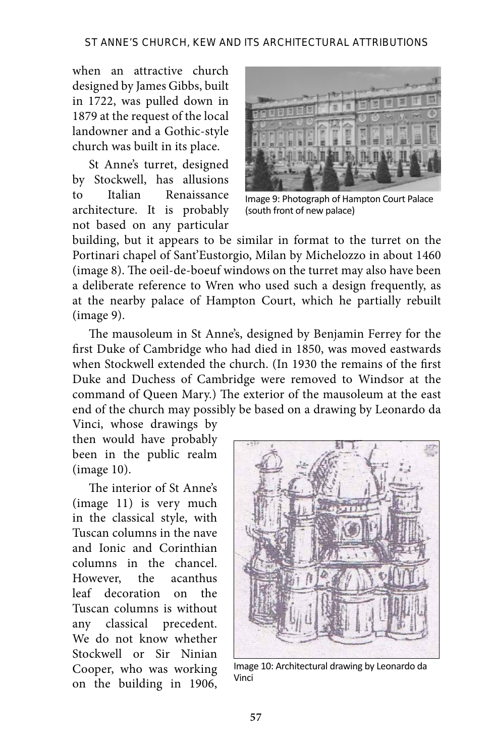when an attractive church designed by James Gibbs, built in 1722, was pulled down in 1879 at the request of the local landowner and a Gothic-style church was built in its place.

St Anne's turret, designed by Stockwell, has allusions to Italian Renaissance architecture. It is probably not based on any particular building, but it appears to be similar in format to the turret on the Portinari chapel of Sant'Eustorgio, Milan by Michelozzo in about 1460 (image 8). The oeil-de-boeuf windows on the turret may also have been a deliberate reference to Wren who used such a design frequently, as at the nearby palace of Hampton Court, which he partially rebuilt (image 9).

Image 9: Photograph of Hampton Court Palace (south front of new palace)

The mausoleum in St Anne's, designed by Benjamin Ferrey for the first Duke of Cambridge who had died in 1850, was moved eastwards when Stockwell extended the church. (In 1930 the remains of the first Duke and Duchess of Cambridge were removed to Windsor at the command of Queen Mary.) The exterior of the mausoleum at the east end of the church may possibly be based on a drawing by Leonardo da Vinci, whose drawings by then would have probably been in the public realm (image 10).

The interior of St Anne's (image 11) is very much in the classical style, with Tuscan columns in the nave and Ionic and Corinthian columns in the chancel. However, the acanthus leaf decoration on the Tuscan columns is without any classical precedent. We do not know whether Stockwell or Sir Ninian Cooper, who was working on the building in 1906,

Image 10: Architectural drawing by Leonardo da Vinci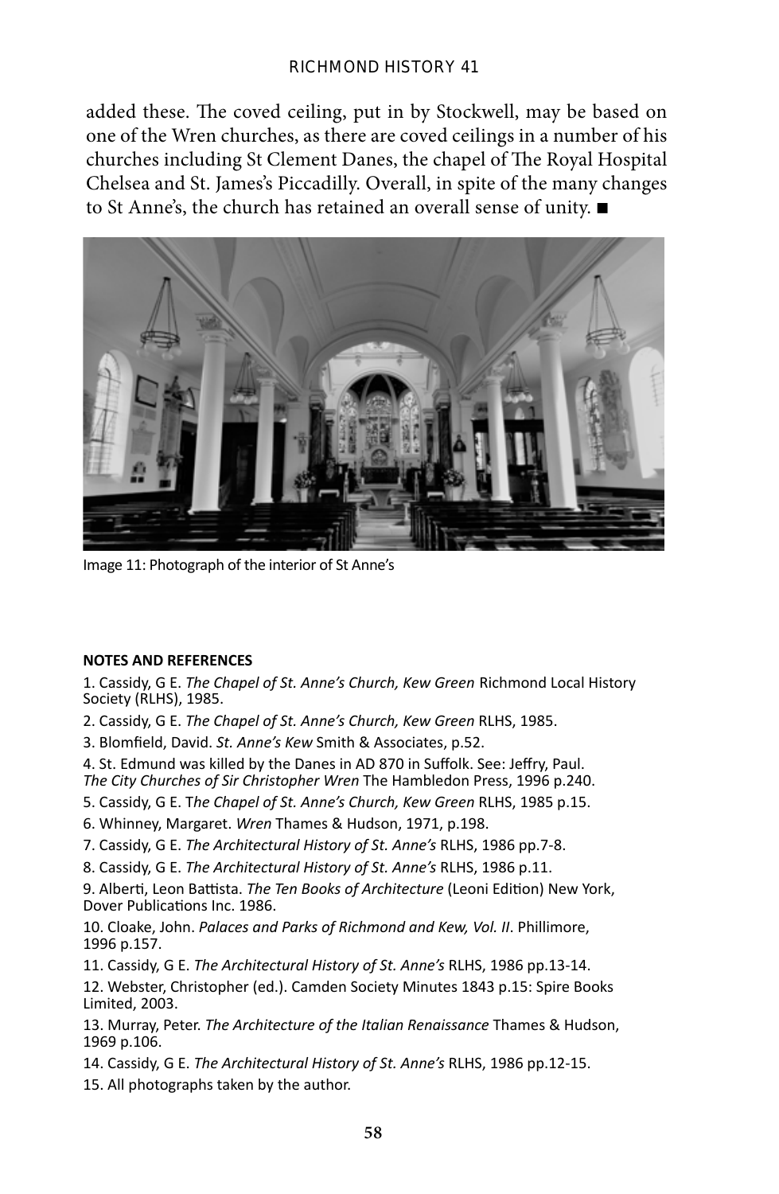added these. The coved ceiling, put in by Stockwell, may be based on one of the Wren churches, as there are coved ceilings in a number of his churches including St Clement Danes, the chapel of The Royal Hospital Chelsea and St. James's Piccadilly. Overall, in spite of the many changes to St Anne's, the church has retained an overall sense of unity. ■

Image 11: Photograph of the interior of St Anne's

**NOTES AND REFERENCES**

1. Cassidy, G E. *The Chapel of St. Anne's Church, Kew Green* Richmond Local History Society (RLHS), 1985.
2. Cassidy, G E. *The Chapel of St. Anne's Church, Kew Green* RLHS, 1985.
3. Blomfield, David. *St. Anne's Kew* Smith & Associates, p.52.
4. St. Edmund was killed by the Danes in AD 870 in Suffolk. See: Jeffry, Paul. *The City Churches of Sir Christopher Wren* The Hambledon Press, 1996 p.240.
5. Cassidy, G E. T*he Chapel of St. Anne's Church, Kew Green* RLHS, 1985 p.15.
6. Whinney, Margaret. *Wren* Thames & Hudson, 1971, p.198.
7. Cassidy, G E. *The Architectural History of St. Anne's* RLHS, 1986 pp.7-8.
8. Cassidy, G E. *The Architectural History of St. Anne's* RLHS, 1986 p.11.
9. Alberti, Leon Battista. *The Ten Books of Architecture* (Leoni Edition) New York, Dover Publications Inc. 1986.
10. Cloake, John. *Palaces and Parks of Richmond and Kew, Vol. II*. Phillimore, 1996 p.157.
11. Cassidy, G E. *The Architectural History of St. Anne's* RLHS, 1986 pp.13-14.
12. Webster, Christopher (ed.). Camden Society Minutes 1843 p.15: Spire Books Limited, 2003.
13. Murray, Peter. *The Architecture of the Italian Renaissance* Thames & Hudson, 1969 p.106.
14. Cassidy, G E. *The Architectural History of St. Anne's* RLHS, 1986 pp.12-15.
15. All photographs taken by the author.